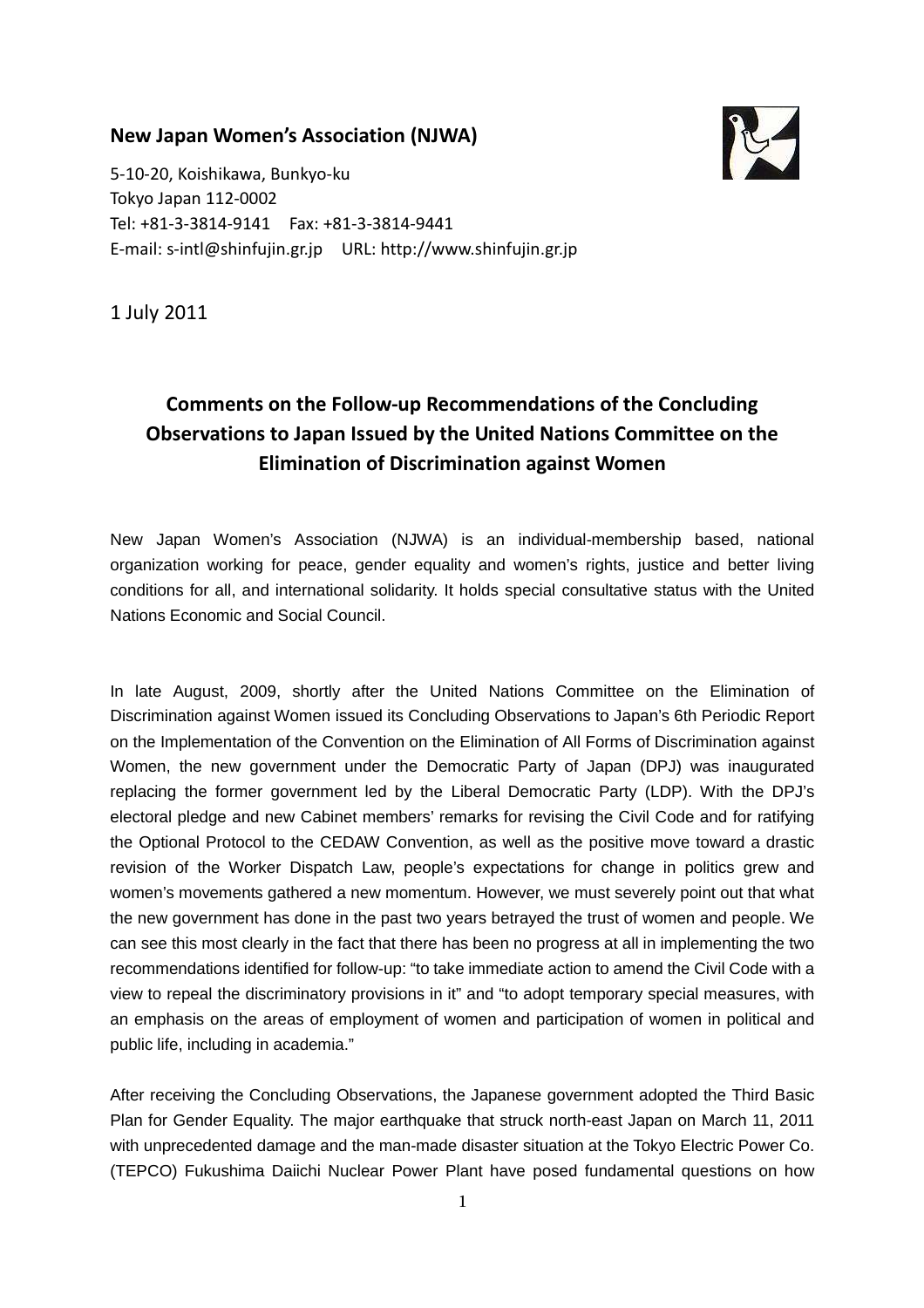**New Japan Women's Association (NJWA)**

5-10-20, Koishikawa, Bunkyo-ku
Tokyo Japan 112-0002
Tel: +81-3-3814-9141 Fax: +81-3-3814-9441
E-mail: s-intl@shinfujin.gr.jp URL: http://www.shinfujin.gr.jp

1 July 2011

# Comments on the Follow-up Recommendations of the Concluding Observations to Japan Issued by the United Nations Committee on the Elimination of Discrimination against Women

New Japan Women's Association (NJWA) is an individual-membership based, national organization working for peace, gender equality and women's rights, justice and better living conditions for all, and international solidarity. It holds special consultative status with the United Nations Economic and Social Council.

In late August, 2009, shortly after the United Nations Committee on the Elimination of Discrimination against Women issued its Concluding Observations to Japan's 6th Periodic Report on the Implementation of the Convention on the Elimination of All Forms of Discrimination against Women, the new government under the Democratic Party of Japan (DPJ) was inaugurated replacing the former government led by the Liberal Democratic Party (LDP). With the DPJ's electoral pledge and new Cabinet members' remarks for revising the Civil Code and for ratifying the Optional Protocol to the CEDAW Convention, as well as the positive move toward a drastic revision of the Worker Dispatch Law, people's expectations for change in politics grew and women's movements gathered a new momentum. However, we must severely point out that what the new government has done in the past two years betrayed the trust of women and people. We can see this most clearly in the fact that there has been no progress at all in implementing the two recommendations identified for follow-up: "to take immediate action to amend the Civil Code with a view to repeal the discriminatory provisions in it" and "to adopt temporary special measures, with an emphasis on the areas of employment of women and participation of women in political and public life, including in academia."

After receiving the Concluding Observations, the Japanese government adopted the Third Basic Plan for Gender Equality. The major earthquake that struck north-east Japan on March 11, 2011 with unprecedented damage and the man-made disaster situation at the Tokyo Electric Power Co. (TEPCO) Fukushima Daiichi Nuclear Power Plant have posed fundamental questions on how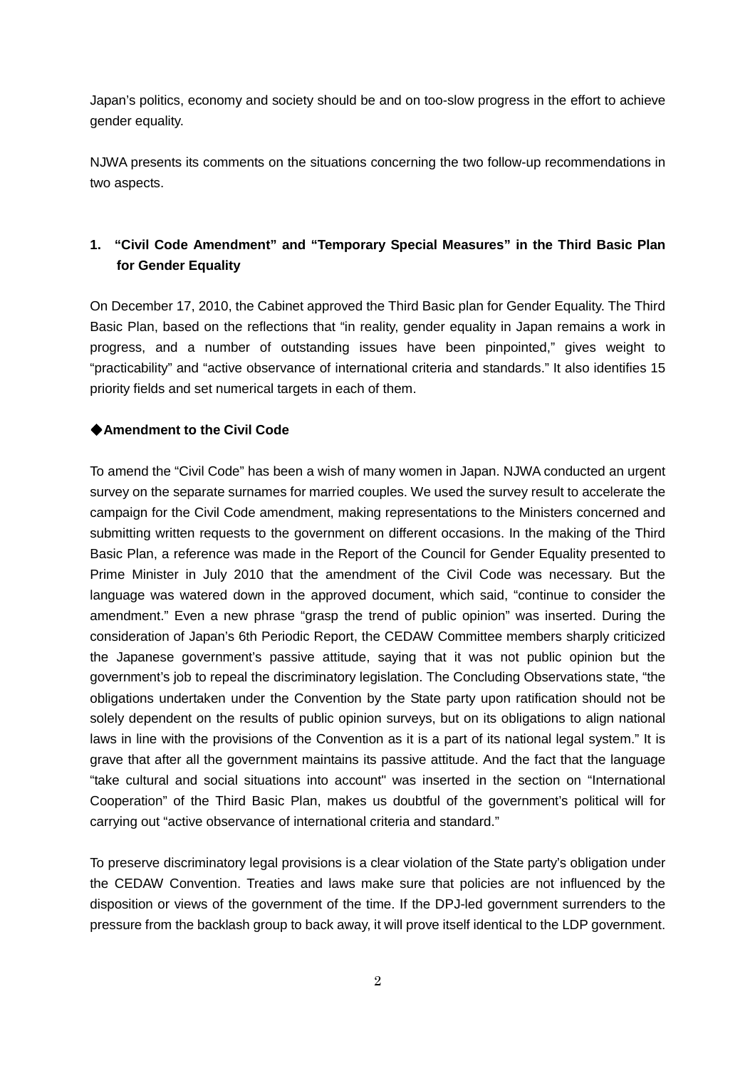Japan's politics, economy and society should be and on too-slow progress in the effort to achieve gender equality.

NJWA presents its comments on the situations concerning the two follow-up recommendations in two aspects.

## 1. "Civil Code Amendment" and "Temporary Special Measures" in the Third Basic Plan for Gender Equality

On December 17, 2010, the Cabinet approved the Third Basic plan for Gender Equality. The Third Basic Plan, based on the reflections that "in reality, gender equality in Japan remains a work in progress, and a number of outstanding issues have been pinpointed," gives weight to "practicability" and "active observance of international criteria and standards." It also identifies 15 priority fields and set numerical targets in each of them.

### ◆Amendment to the Civil Code

To amend the "Civil Code" has been a wish of many women in Japan. NJWA conducted an urgent survey on the separate surnames for married couples. We used the survey result to accelerate the campaign for the Civil Code amendment, making representations to the Ministers concerned and submitting written requests to the government on different occasions. In the making of the Third Basic Plan, a reference was made in the Report of the Council for Gender Equality presented to Prime Minister in July 2010 that the amendment of the Civil Code was necessary. But the language was watered down in the approved document, which said, "continue to consider the amendment." Even a new phrase "grasp the trend of public opinion" was inserted. During the consideration of Japan's 6th Periodic Report, the CEDAW Committee members sharply criticized the Japanese government's passive attitude, saying that it was not public opinion but the government's job to repeal the discriminatory legislation. The Concluding Observations state, "the obligations undertaken under the Convention by the State party upon ratification should not be solely dependent on the results of public opinion surveys, but on its obligations to align national laws in line with the provisions of the Convention as it is a part of its national legal system." It is grave that after all the government maintains its passive attitude. And the fact that the language "take cultural and social situations into account" was inserted in the section on "International Cooperation" of the Third Basic Plan, makes us doubtful of the government's political will for carrying out "active observance of international criteria and standard."

To preserve discriminatory legal provisions is a clear violation of the State party's obligation under the CEDAW Convention. Treaties and laws make sure that policies are not influenced by the disposition or views of the government of the time. If the DPJ-led government surrenders to the pressure from the backlash group to back away, it will prove itself identical to the LDP government.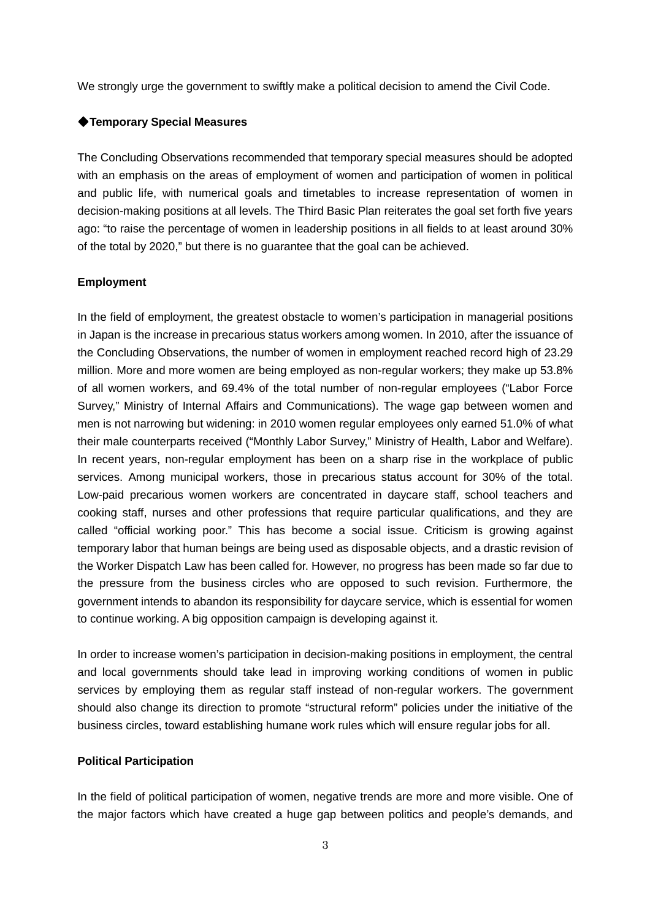We strongly urge the government to swiftly make a political decision to amend the Civil Code.

### ◆Temporary Special Measures

The Concluding Observations recommended that temporary special measures should be adopted with an emphasis on the areas of employment of women and participation of women in political and public life, with numerical goals and timetables to increase representation of women in decision-making positions at all levels. The Third Basic Plan reiterates the goal set forth five years ago: "to raise the percentage of women in leadership positions in all fields to at least around 30% of the total by 2020," but there is no guarantee that the goal can be achieved.

#### Employment

In the field of employment, the greatest obstacle to women's participation in managerial positions in Japan is the increase in precarious status workers among women. In 2010, after the issuance of the Concluding Observations, the number of women in employment reached record high of 23.29 million. More and more women are being employed as non-regular workers; they make up 53.8% of all women workers, and 69.4% of the total number of non-regular employees ("Labor Force Survey," Ministry of Internal Affairs and Communications). The wage gap between women and men is not narrowing but widening: in 2010 women regular employees only earned 51.0% of what their male counterparts received ("Monthly Labor Survey," Ministry of Health, Labor and Welfare). In recent years, non-regular employment has been on a sharp rise in the workplace of public services. Among municipal workers, those in precarious status account for 30% of the total. Low-paid precarious women workers are concentrated in daycare staff, school teachers and cooking staff, nurses and other professions that require particular qualifications, and they are called "official working poor." This has become a social issue. Criticism is growing against temporary labor that human beings are being used as disposable objects, and a drastic revision of the Worker Dispatch Law has been called for. However, no progress has been made so far due to the pressure from the business circles who are opposed to such revision. Furthermore, the government intends to abandon its responsibility for daycare service, which is essential for women to continue working. A big opposition campaign is developing against it.

In order to increase women's participation in decision-making positions in employment, the central and local governments should take lead in improving working conditions of women in public services by employing them as regular staff instead of non-regular workers. The government should also change its direction to promote "structural reform" policies under the initiative of the business circles, toward establishing humane work rules which will ensure regular jobs for all.

#### Political Participation

In the field of political participation of women, negative trends are more and more visible. One of the major factors which have created a huge gap between politics and people's demands, and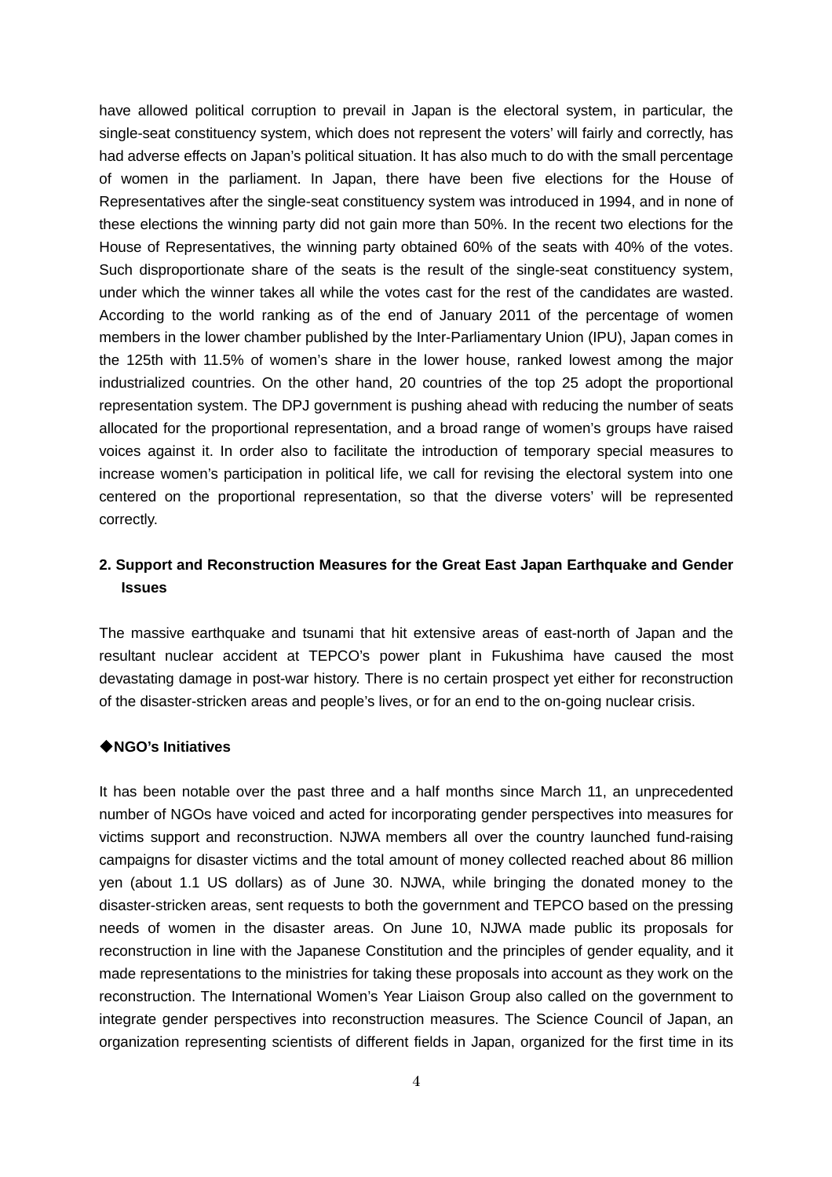have allowed political corruption to prevail in Japan is the electoral system, in particular, the single-seat constituency system, which does not represent the voters' will fairly and correctly, has had adverse effects on Japan's political situation. It has also much to do with the small percentage of women in the parliament. In Japan, there have been five elections for the House of Representatives after the single-seat constituency system was introduced in 1994, and in none of these elections the winning party did not gain more than 50%. In the recent two elections for the House of Representatives, the winning party obtained 60% of the seats with 40% of the votes. Such disproportionate share of the seats is the result of the single-seat constituency system, under which the winner takes all while the votes cast for the rest of the candidates are wasted. According to the world ranking as of the end of January 2011 of the percentage of women members in the lower chamber published by the Inter-Parliamentary Union (IPU), Japan comes in the 125th with 11.5% of women's share in the lower house, ranked lowest among the major industrialized countries. On the other hand, 20 countries of the top 25 adopt the proportional representation system. The DPJ government is pushing ahead with reducing the number of seats allocated for the proportional representation, and a broad range of women's groups have raised voices against it. In order also to facilitate the introduction of temporary special measures to increase women's participation in political life, we call for revising the electoral system into one centered on the proportional representation, so that the diverse voters' will be represented correctly.

## 2. Support and Reconstruction Measures for the Great East Japan Earthquake and Gender Issues

The massive earthquake and tsunami that hit extensive areas of east-north of Japan and the resultant nuclear accident at TEPCO's power plant in Fukushima have caused the most devastating damage in post-war history. There is no certain prospect yet either for reconstruction of the disaster-stricken areas and people's lives, or for an end to the on-going nuclear crisis.

### ◆NGO's Initiatives

It has been notable over the past three and a half months since March 11, an unprecedented number of NGOs have voiced and acted for incorporating gender perspectives into measures for victims support and reconstruction. NJWA members all over the country launched fund-raising campaigns for disaster victims and the total amount of money collected reached about 86 million yen (about 1.1 US dollars) as of June 30. NJWA, while bringing the donated money to the disaster-stricken areas, sent requests to both the government and TEPCO based on the pressing needs of women in the disaster areas. On June 10, NJWA made public its proposals for reconstruction in line with the Japanese Constitution and the principles of gender equality, and it made representations to the ministries for taking these proposals into account as they work on the reconstruction. The International Women's Year Liaison Group also called on the government to integrate gender perspectives into reconstruction measures. The Science Council of Japan, an organization representing scientists of different fields in Japan, organized for the first time in its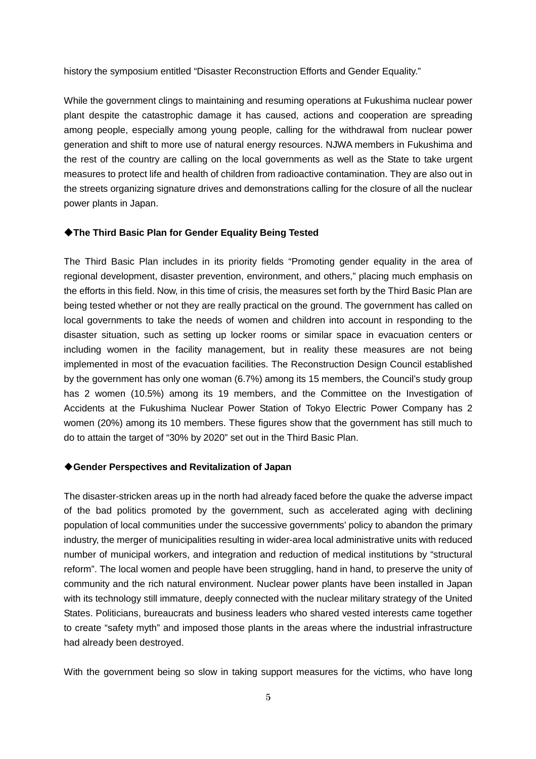history the symposium entitled "Disaster Reconstruction Efforts and Gender Equality."

While the government clings to maintaining and resuming operations at Fukushima nuclear power plant despite the catastrophic damage it has caused, actions and cooperation are spreading among people, especially among young people, calling for the withdrawal from nuclear power generation and shift to more use of natural energy resources. NJWA members in Fukushima and the rest of the country are calling on the local governments as well as the State to take urgent measures to protect life and health of children from radioactive contamination. They are also out in the streets organizing signature drives and demonstrations calling for the closure of all the nuclear power plants in Japan.

### ◆The Third Basic Plan for Gender Equality Being Tested

The Third Basic Plan includes in its priority fields "Promoting gender equality in the area of regional development, disaster prevention, environment, and others," placing much emphasis on the efforts in this field. Now, in this time of crisis, the measures set forth by the Third Basic Plan are being tested whether or not they are really practical on the ground. The government has called on local governments to take the needs of women and children into account in responding to the disaster situation, such as setting up locker rooms or similar space in evacuation centers or including women in the facility management, but in reality these measures are not being implemented in most of the evacuation facilities. The Reconstruction Design Council established by the government has only one woman (6.7%) among its 15 members, the Council's study group has 2 women (10.5%) among its 19 members, and the Committee on the Investigation of Accidents at the Fukushima Nuclear Power Station of Tokyo Electric Power Company has 2 women (20%) among its 10 members. These figures show that the government has still much to do to attain the target of "30% by 2020" set out in the Third Basic Plan.

### ◆Gender Perspectives and Revitalization of Japan

The disaster-stricken areas up in the north had already faced before the quake the adverse impact of the bad politics promoted by the government, such as accelerated aging with declining population of local communities under the successive governments' policy to abandon the primary industry, the merger of municipalities resulting in wider-area local administrative units with reduced number of municipal workers, and integration and reduction of medical institutions by "structural reform". The local women and people have been struggling, hand in hand, to preserve the unity of community and the rich natural environment. Nuclear power plants have been installed in Japan with its technology still immature, deeply connected with the nuclear military strategy of the United States. Politicians, bureaucrats and business leaders who shared vested interests came together to create "safety myth" and imposed those plants in the areas where the industrial infrastructure had already been destroyed.

With the government being so slow in taking support measures for the victims, who have long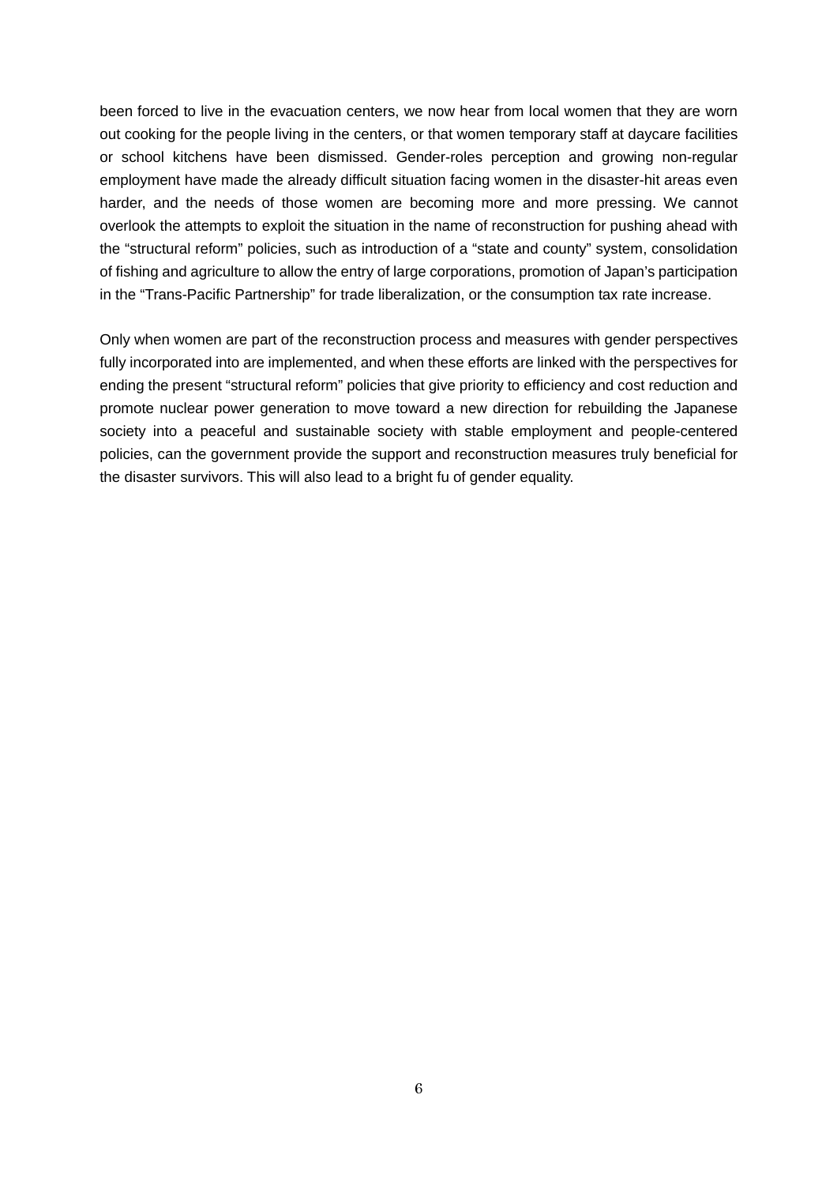been forced to live in the evacuation centers, we now hear from local women that they are worn out cooking for the people living in the centers, or that women temporary staff at daycare facilities or school kitchens have been dismissed. Gender-roles perception and growing non-regular employment have made the already difficult situation facing women in the disaster-hit areas even harder, and the needs of those women are becoming more and more pressing. We cannot overlook the attempts to exploit the situation in the name of reconstruction for pushing ahead with the "structural reform" policies, such as introduction of a "state and county" system, consolidation of fishing and agriculture to allow the entry of large corporations, promotion of Japan's participation in the "Trans-Pacific Partnership" for trade liberalization, or the consumption tax rate increase.

Only when women are part of the reconstruction process and measures with gender perspectives fully incorporated into are implemented, and when these efforts are linked with the perspectives for ending the present "structural reform" policies that give priority to efficiency and cost reduction and promote nuclear power generation to move toward a new direction for rebuilding the Japanese society into a peaceful and sustainable society with stable employment and people-centered policies, can the government provide the support and reconstruction measures truly beneficial for the disaster survivors. This will also lead to a bright fu of gender equality.